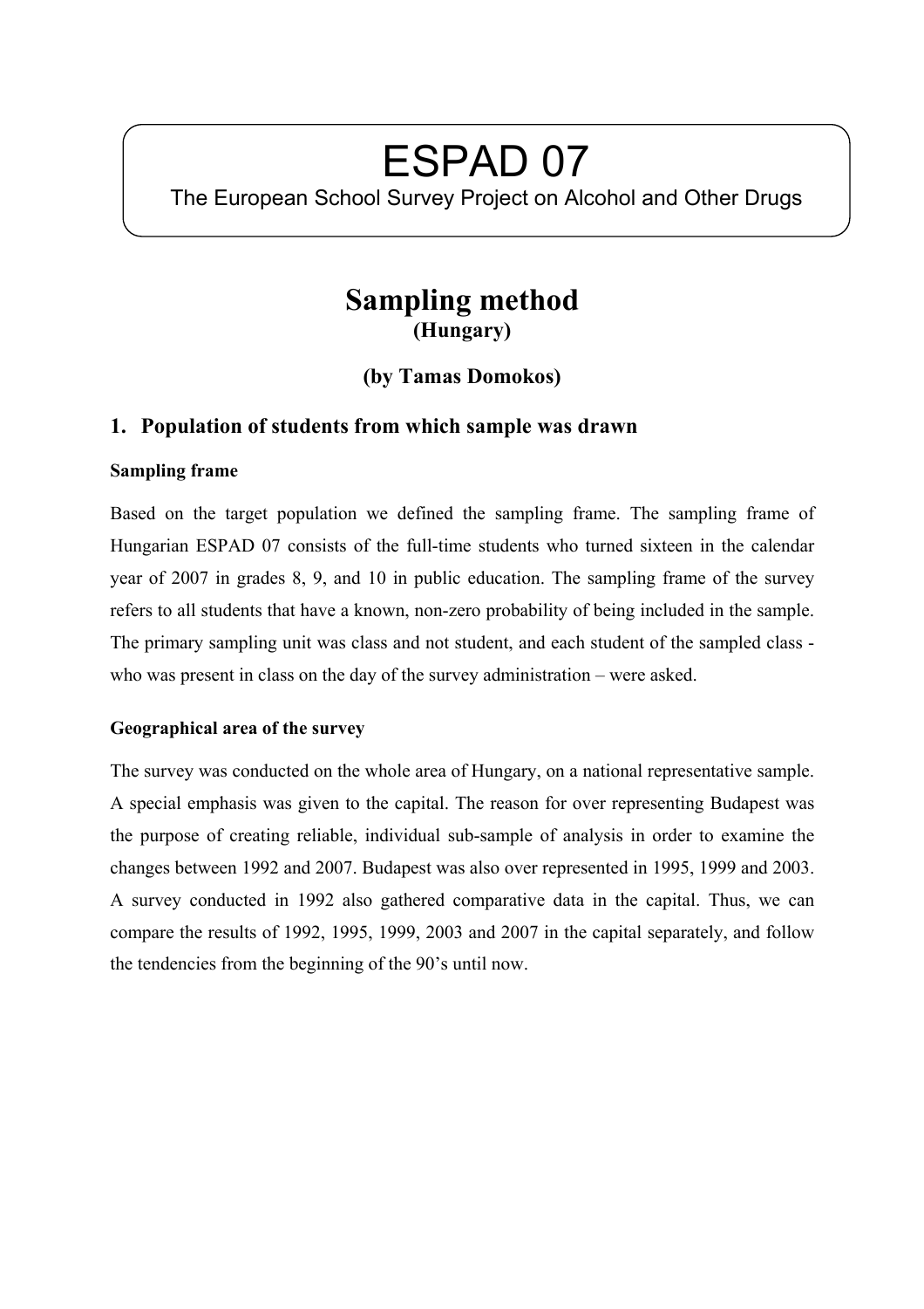# ESPAD 07

The European School Survey Project on Alcohol and Other Drugs

## Sampling method
**(Hungary)**

**(by Tamas Domokos)**

## 1. Population of students from which sample was drawn

### Sampling frame

Based on the target population we defined the sampling frame. The sampling frame of Hungarian ESPAD 07 consists of the full-time students who turned sixteen in the calendar year of 2007 in grades 8, 9, and 10 in public education. The sampling frame of the survey refers to all students that have a known, non-zero probability of being included in the sample. The primary sampling unit was class and not student, and each student of the sampled class - who was present in class on the day of the survey administration – were asked.

### Geographical area of the survey

The survey was conducted on the whole area of Hungary, on a national representative sample. A special emphasis was given to the capital. The reason for over representing Budapest was the purpose of creating reliable, individual sub-sample of analysis in order to examine the changes between 1992 and 2007. Budapest was also over represented in 1995, 1999 and 2003. A survey conducted in 1992 also gathered comparative data in the capital. Thus, we can compare the results of 1992, 1995, 1999, 2003 and 2007 in the capital separately, and follow the tendencies from the beginning of the 90's until now.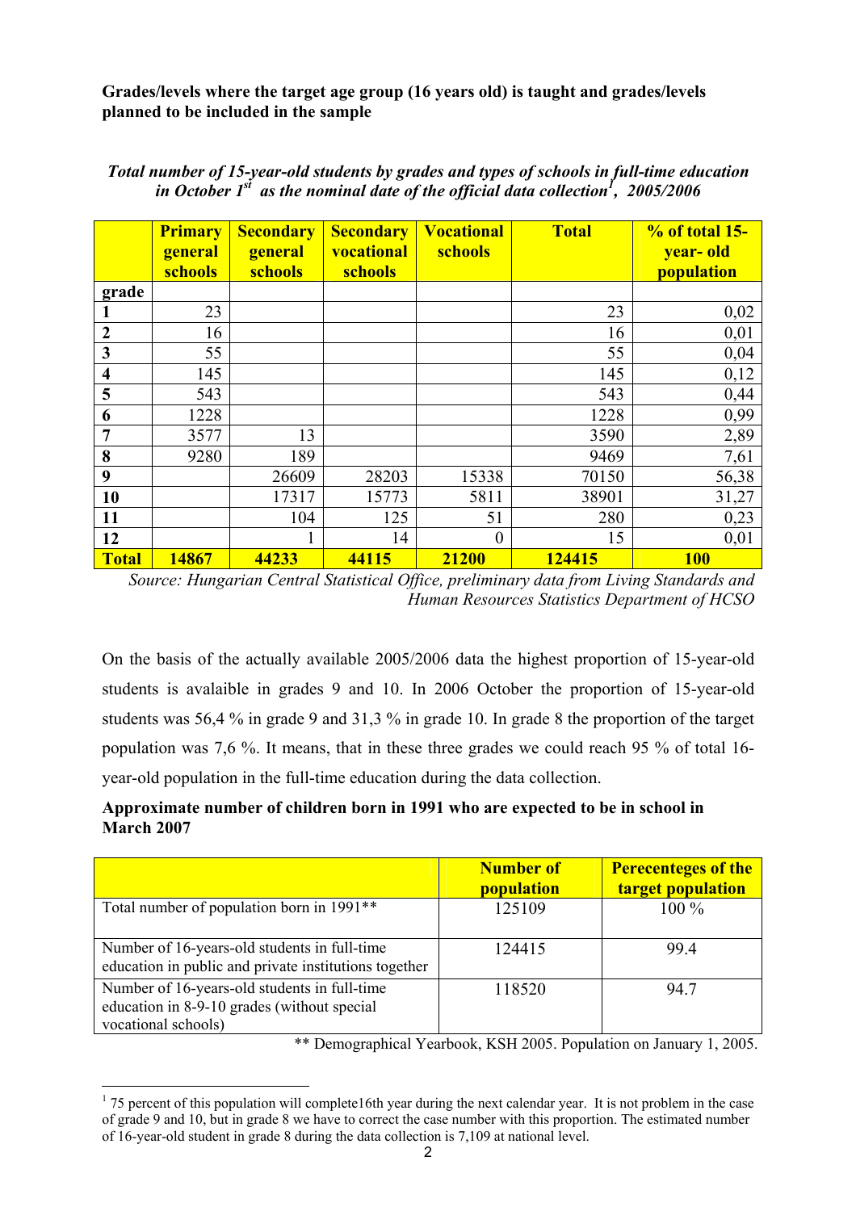**Grades/levels where the target age group (16 years old) is taught and grades/levels planned to be included in the sample**

***Total number of 15-year-old students by grades and types of schools in full-time education in October 1st as the nominal date of the official data collection[1], 2005/2006***

| | Primary general schools | Secondary general schools | Secondary vocational schools | Vocational schools | Total | % of total 15-year- old population |
|---|---|---|---|---|---|---|
| **grade** | | | | | | |
| **1** | 23 | | | | 23 | 0,02 |
| **2** | 16 | | | | 16 | 0,01 |
| **3** | 55 | | | | 55 | 0,04 |
| **4** | 145 | | | | 145 | 0,12 |
| **5** | 543 | | | | 543 | 0,44 |
| **6** | 1228 | | | | 1228 | 0,99 |
| **7** | 3577 | 13 | | | 3590 | 2,89 |
| **8** | 9280 | 189 | | | 9469 | 7,61 |
| **9** | | 26609 | 28203 | 15338 | 70150 | 56,38 |
| **10** | | 17317 | 15773 | 5811 | 38901 | 31,27 |
| **11** | | 104 | 125 | 51 | 280 | 0,23 |
| **12** | | 1 | 14 | 0 | 15 | 0,01 |
| **Total** | **14867** | **44233** | **44115** | **21200** | **124415** | **100** |

*Source: Hungarian Central Statistical Office, preliminary data from Living Standards and Human Resources Statistics Department of HCSO*

On the basis of the actually available 2005/2006 data the highest proportion of 15-year-old students is avalaible in grades 9 and 10. In 2006 October the proportion of 15-year-old students was 56,4 % in grade 9 and 31,3 % in grade 10. In grade 8 the proportion of the target population was 7,6 %. It means, that in these three grades we could reach 95 % of total 16-year-old population in the full-time education during the data collection.

**Approximate number of children born in 1991 who are expected to be in school in March 2007**

| | Number of population | Perecenteges of the target population |
|---|---|---|
| Total number of population born in 1991** | 125109 | 100 % |
| Number of 16-years-old students in full-time education in public and private institutions together | 124415 | 99.4 |
| Number of 16-years-old students in full-time education in 8-9-10 grades (without special vocational schools) | 118520 | 94.7 |

** Demographical Yearbook, KSH 2005. Population on January 1, 2005.

[1] 75 percent of this population will complete16th year during the next calendar year. It is not problem in the case of grade 9 and 10, but in grade 8 we have to correct the case number with this proportion. The estimated number of 16-year-old student in grade 8 during the data collection is 7,109 at national level.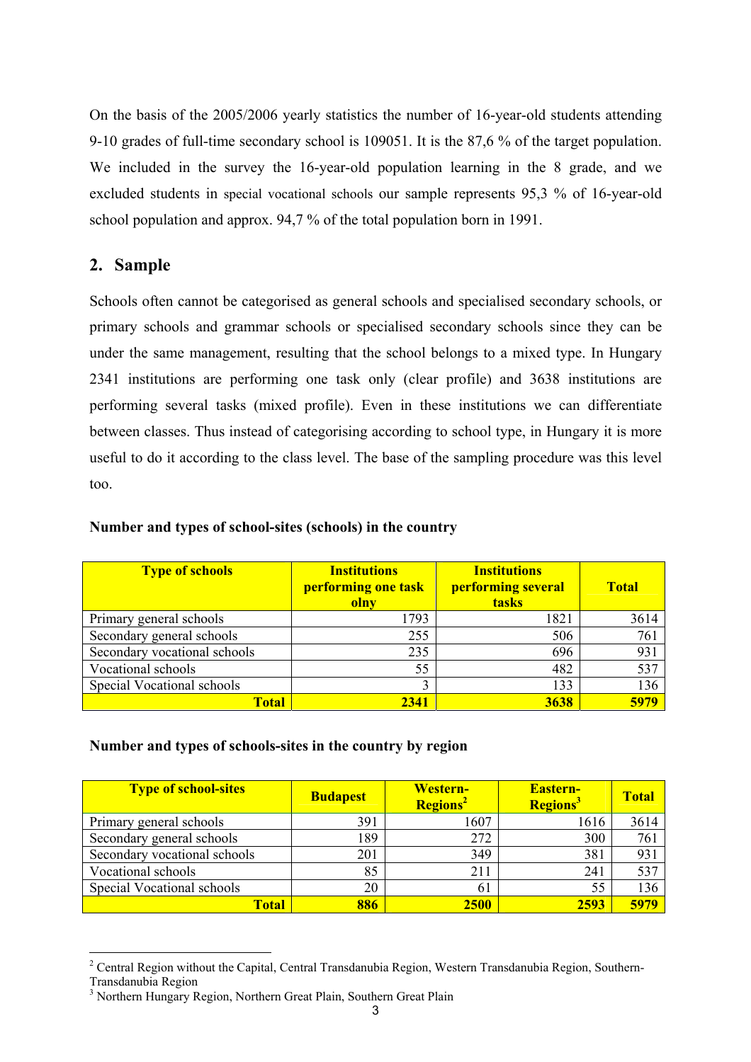On the basis of the 2005/2006 yearly statistics the number of 16-year-old students attending 9-10 grades of full-time secondary school is 109051. It is the 87,6 % of the target population. We included in the survey the 16-year-old population learning in the 8 grade, and we excluded students in special vocational schools our sample represents 95,3 % of 16-year-old school population and approx. 94,7 % of the total population born in 1991.

## 2. Sample

Schools often cannot be categorised as general schools and specialised secondary schools, or primary schools and grammar schools or specialised secondary schools since they can be under the same management, resulting that the school belongs to a mixed type. In Hungary 2341 institutions are performing one task only (clear profile) and 3638 institutions are performing several tasks (mixed profile). Even in these institutions we can differentiate between classes. Thus instead of categorising according to school type, in Hungary it is more useful to do it according to the class level. The base of the sampling procedure was this level too.

**Number and types of school-sites (schools) in the country**

| Type of schools | Institutions performing one task olny | Institutions performing several tasks | Total |
|---|---|---|---|
| Primary general schools | 1793 | 1821 | 3614 |
| Secondary general schools | 255 | 506 | 761 |
| Secondary vocational schools | 235 | 696 | 931 |
| Vocational schools | 55 | 482 | 537 |
| Special Vocational schools | 3 | 133 | 136 |
| **Total** | **2341** | **3638** | **5979** |

**Number and types of schools-sites in the country by region**

| Type of school-sites | Budapest | Western-Regions[2] | Eastern-Regions[3] | Total |
|---|---|---|---|---|
| Primary general schools | 391 | 1607 | 1616 | 3614 |
| Secondary general schools | 189 | 272 | 300 | 761 |
| Secondary vocational schools | 201 | 349 | 381 | 931 |
| Vocational schools | 85 | 211 | 241 | 537 |
| Special Vocational schools | 20 | 61 | 55 | 136 |
| **Total** | **886** | **2500** | **2593** | **5979** |

[2] Central Region without the Capital, Central Transdanubia Region, Western Transdanubia Region, Southern-Transdanubia Region

[3] Northern Hungary Region, Northern Great Plain, Southern Great Plain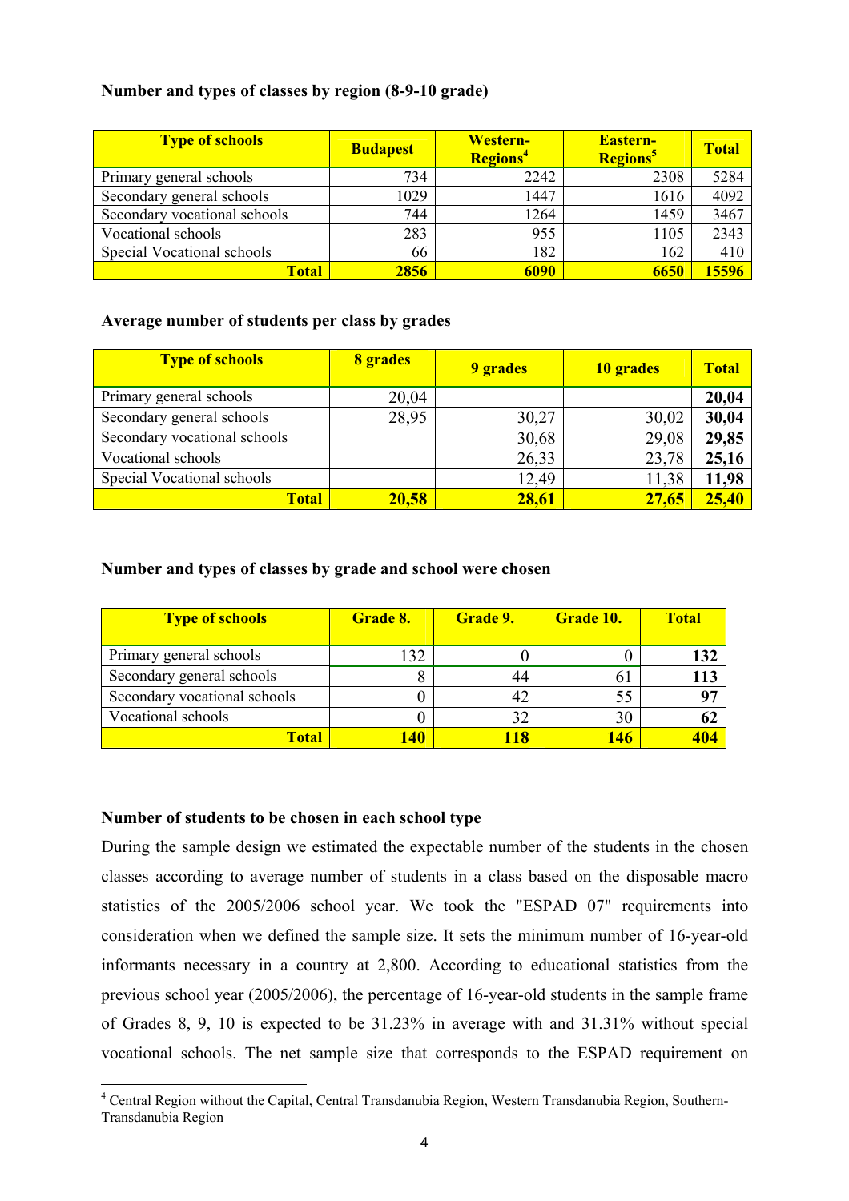**Number and types of classes by region (8-9-10 grade)**

| Type of schools | Budapest | Western-Regions[4] | Eastern-Regions[5] | Total |
|---|---|---|---|---|
| Primary general schools | 734 | 2242 | 2308 | 5284 |
| Secondary general schools | 1029 | 1447 | 1616 | 4092 |
| Secondary vocational schools | 744 | 1264 | 1459 | 3467 |
| Vocational schools | 283 | 955 | 1105 | 2343 |
| Special Vocational schools | 66 | 182 | 162 | 410 |
| **Total** | **2856** | **6090** | **6650** | **15596** |

**Average number of students per class by grades**

| Type of schools | 8 grades | 9 grades | 10 grades | Total |
|---|---|---|---|---|
| Primary general schools | 20,04 | | | **20,04** |
| Secondary general schools | 28,95 | 30,27 | 30,02 | **30,04** |
| Secondary vocational schools | | 30,68 | 29,08 | **29,85** |
| Vocational schools | | 26,33 | 23,78 | **25,16** |
| Special Vocational schools | | 12,49 | 11,38 | **11,98** |
| **Total** | **20,58** | **28,61** | **27,65** | **25,40** |

**Number and types of classes by grade and school were chosen**

| Type of schools | Grade 8. | Grade 9. | Grade 10. | Total |
|---|---|---|---|---|
| Primary general schools | 132 | 0 | 0 | **132** |
| Secondary general schools | 8 | 44 | 61 | **113** |
| Secondary vocational schools | 0 | 42 | 55 | **97** |
| Vocational schools | 0 | 32 | 30 | **62** |
| **Total** | **140** | **118** | **146** | **404** |

**Number of students to be chosen in each school type**

During the sample design we estimated the expectable number of the students in the chosen classes according to average number of students in a class based on the disposable macro statistics of the 2005/2006 school year. We took the "ESPAD 07" requirements into consideration when we defined the sample size. It sets the minimum number of 16-year-old informants necessary in a country at 2,800. According to educational statistics from the previous school year (2005/2006), the percentage of 16-year-old students in the sample frame of Grades 8, 9, 10 is expected to be 31.23% in average with and 31.31% without special vocational schools. The net sample size that corresponds to the ESPAD requirement on

[4] Central Region without the Capital, Central Transdanubia Region, Western Transdanubia Region, Southern-Transdanubia Region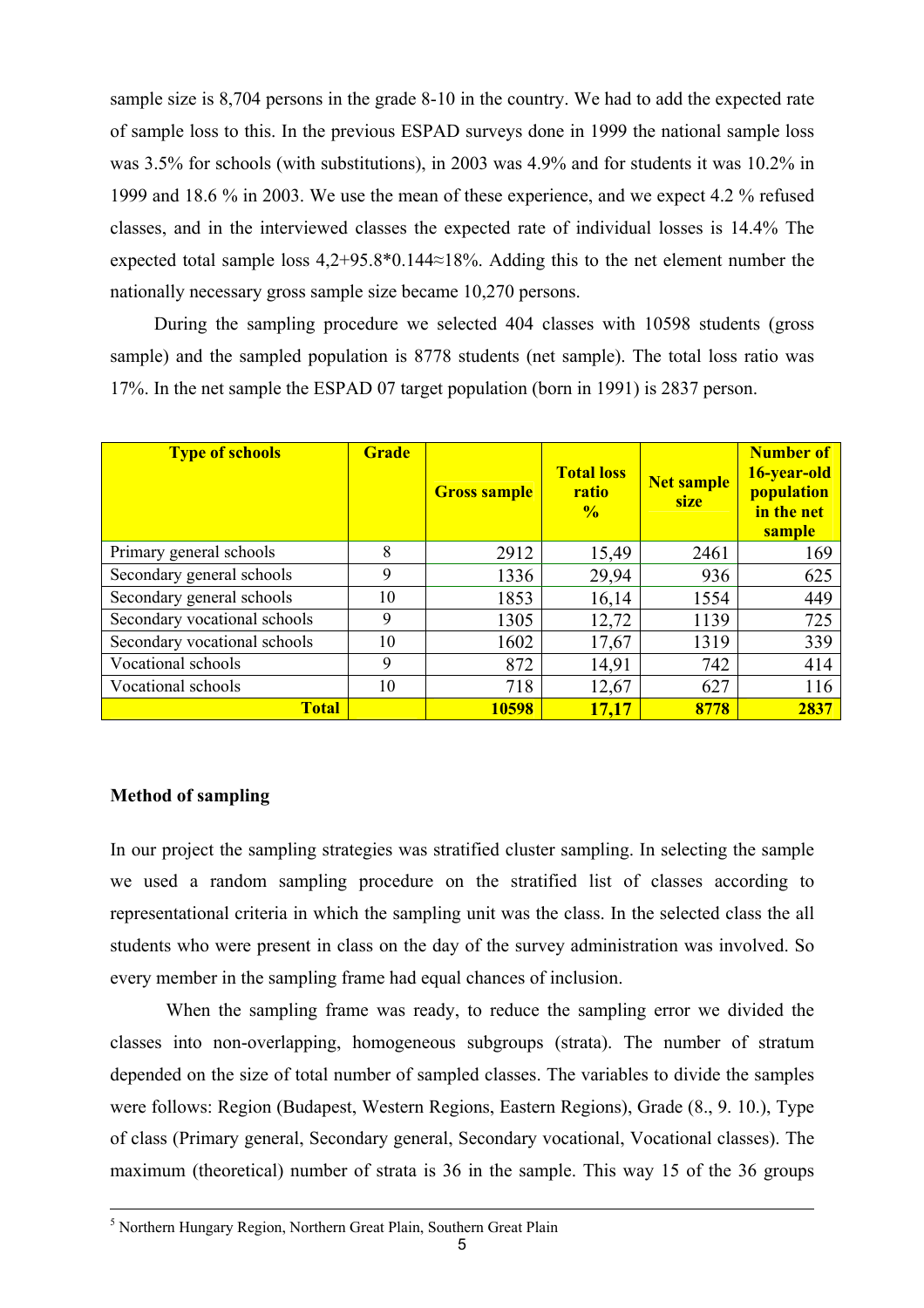sample size is 8,704 persons in the grade 8-10 in the country. We had to add the expected rate of sample loss to this. In the previous ESPAD surveys done in 1999 the national sample loss was 3.5% for schools (with substitutions), in 2003 was 4.9% and for students it was 10.2% in 1999 and 18.6 % in 2003. We use the mean of these experience, and we expect 4.2 % refused classes, and in the interviewed classes the expected rate of individual losses is 14.4% The expected total sample loss 4,2+95.8*0.144≈18%. Adding this to the net element number the nationally necessary gross sample size became 10,270 persons.

During the sampling procedure we selected 404 classes with 10598 students (gross sample) and the sampled population is 8778 students (net sample). The total loss ratio was 17%. In the net sample the ESPAD 07 target population (born in 1991) is 2837 person.

| Type of schools | Grade | Gross sample | Total loss ratio % | Net sample size | Number of 16-year-old population in the net sample |
|---|---|---|---|---|---|
| Primary general schools | 8 | 2912 | 15,49 | 2461 | 169 |
| Secondary general schools | 9 | 1336 | 29,94 | 936 | 625 |
| Secondary general schools | 10 | 1853 | 16,14 | 1554 | 449 |
| Secondary vocational schools | 9 | 1305 | 12,72 | 1139 | 725 |
| Secondary vocational schools | 10 | 1602 | 17,67 | 1319 | 339 |
| Vocational schools | 9 | 872 | 14,91 | 742 | 414 |
| Vocational schools | 10 | 718 | 12,67 | 627 | 116 |
| **Total** | | **10598** | **17,17** | **8778** | **2837** |

### Method of sampling

In our project the sampling strategies was stratified cluster sampling. In selecting the sample we used a random sampling procedure on the stratified list of classes according to representational criteria in which the sampling unit was the class. In the selected class the all students who were present in class on the day of the survey administration was involved. So every member in the sampling frame had equal chances of inclusion.

When the sampling frame was ready, to reduce the sampling error we divided the classes into non-overlapping, homogeneous subgroups (strata). The number of stratum depended on the size of total number of sampled classes. The variables to divide the samples were follows: Region (Budapest, Western Regions, Eastern Regions), Grade (8., 9. 10.), Type of class (Primary general, Secondary general, Secondary vocational, Vocational classes). The maximum (theoretical) number of strata is 36 in the sample. This way 15 of the 36 groups

[5] Northern Hungary Region, Northern Great Plain, Southern Great Plain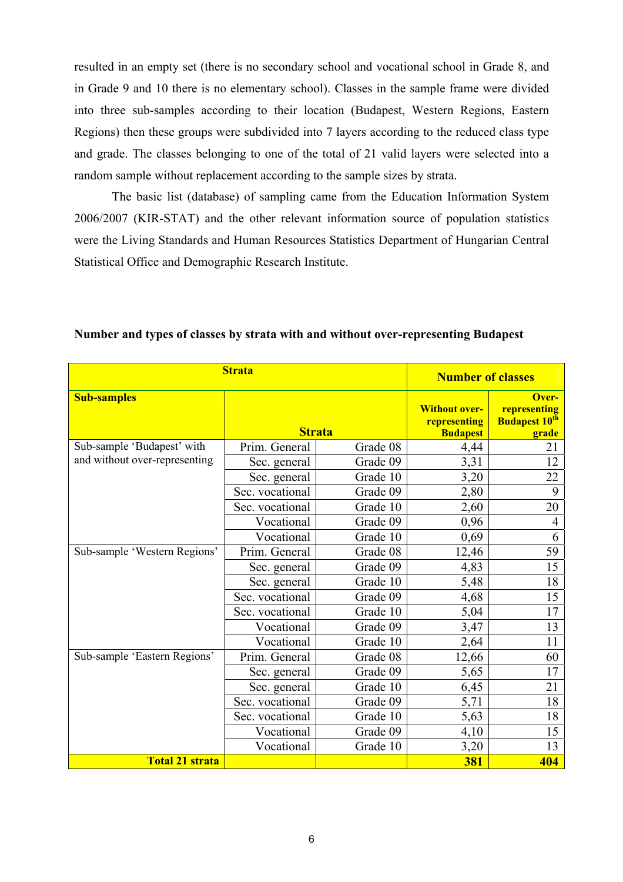resulted in an empty set (there is no secondary school and vocational school in Grade 8, and in Grade 9 and 10 there is no elementary school). Classes in the sample frame were divided into three sub-samples according to their location (Budapest, Western Regions, Eastern Regions) then these groups were subdivided into 7 layers according to the reduced class type and grade. The classes belonging to one of the total of 21 valid layers were selected into a random sample without replacement according to the sample sizes by strata.

The basic list (database) of sampling came from the Education Information System 2006/2007 (KIR-STAT) and the other relevant information source of population statistics were the Living Standards and Human Resources Statistics Department of Hungarian Central Statistical Office and Demographic Research Institute.

**Number and types of classes by strata with and without over-representing Budapest**

| **Strata** | | | **Number of classes** | |
|---|---|---|---|---|
| **Sub-samples** | **Strata** | | **Without over-representing Budapest** | **Over-representing Budapest 10th grade** |
| Sub-sample 'Budapest' with and without over-representing | Prim. General | Grade 08 | 4,44 | 21 |
| | Sec. general | Grade 09 | 3,31 | 12 |
| | Sec. general | Grade 10 | 3,20 | 22 |
| | Sec. vocational | Grade 09 | 2,80 | 9 |
| | Sec. vocational | Grade 10 | 2,60 | 20 |
| | Vocational | Grade 09 | 0,96 | 4 |
| | Vocational | Grade 10 | 0,69 | 6 |
| Sub-sample 'Western Regions' | Prim. General | Grade 08 | 12,46 | 59 |
| | Sec. general | Grade 09 | 4,83 | 15 |
| | Sec. general | Grade 10 | 5,48 | 18 |
| | Sec. vocational | Grade 09 | 4,68 | 15 |
| | Sec. vocational | Grade 10 | 5,04 | 17 |
| | Vocational | Grade 09 | 3,47 | 13 |
| | Vocational | Grade 10 | 2,64 | 11 |
| Sub-sample 'Eastern Regions' | Prim. General | Grade 08 | 12,66 | 60 |
| | Sec. general | Grade 09 | 5,65 | 17 |
| | Sec. general | Grade 10 | 6,45 | 21 |
| | Sec. vocational | Grade 09 | 5,71 | 18 |
| | Sec. vocational | Grade 10 | 5,63 | 18 |
| | Vocational | Grade 09 | 4,10 | 15 |
| | Vocational | Grade 10 | 3,20 | 13 |
| **Total 21 strata** | | | **381** | **404** |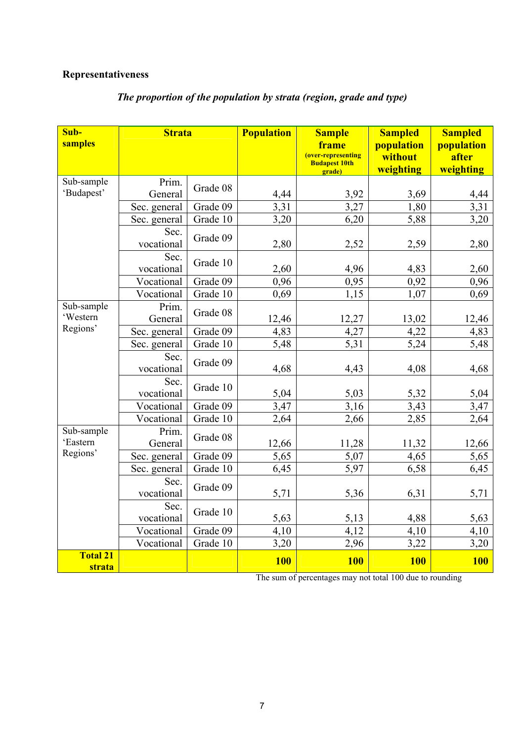**Representativeness**

*The proportion of the population by strata (region, grade and type)*

| Sub-samples | Strata | | Population | Sample frame (over-representing Budapest 10th grade) | Sampled population without weighting | Sampled population after weighting |
|---|---|---|---|---|---|---|
| Sub-sample 'Budapest' | Prim. General | Grade 08 | 4,44 | 3,92 | 3,69 | 4,44 |
| | Sec. general | Grade 09 | 3,31 | 3,27 | 1,80 | 3,31 |
| | Sec. general | Grade 10 | 3,20 | 6,20 | 5,88 | 3,20 |
| | Sec. vocational | Grade 09 | 2,80 | 2,52 | 2,59 | 2,80 |
| | Sec. vocational | Grade 10 | 2,60 | 4,96 | 4,83 | 2,60 |
| | Vocational | Grade 09 | 0,96 | 0,95 | 0,92 | 0,96 |
| | Vocational | Grade 10 | 0,69 | 1,15 | 1,07 | 0,69 |
| Sub-sample 'Western Regions' | Prim. General | Grade 08 | 12,46 | 12,27 | 13,02 | 12,46 |
| | Sec. general | Grade 09 | 4,83 | 4,27 | 4,22 | 4,83 |
| | Sec. general | Grade 10 | 5,48 | 5,31 | 5,24 | 5,48 |
| | Sec. vocational | Grade 09 | 4,68 | 4,43 | 4,08 | 4,68 |
| | Sec. vocational | Grade 10 | 5,04 | 5,03 | 5,32 | 5,04 |
| | Vocational | Grade 09 | 3,47 | 3,16 | 3,43 | 3,47 |
| | Vocational | Grade 10 | 2,64 | 2,66 | 2,85 | 2,64 |
| Sub-sample 'Eastern Regions' | Prim. General | Grade 08 | 12,66 | 11,28 | 11,32 | 12,66 |
| | Sec. general | Grade 09 | 5,65 | 5,07 | 4,65 | 5,65 |
| | Sec. general | Grade 10 | 6,45 | 5,97 | 6,58 | 6,45 |
| | Sec. vocational | Grade 09 | 5,71 | 5,36 | 6,31 | 5,71 |
| | Sec. vocational | Grade 10 | 5,63 | 5,13 | 4,88 | 5,63 |
| | Vocational | Grade 09 | 4,10 | 4,12 | 4,10 | 4,10 |
| | Vocational | Grade 10 | 3,20 | 2,96 | 3,22 | 3,20 |
| **Total 21 strata** | | | **100** | **100** | **100** | **100** |

The sum of percentages may not total 100 due to rounding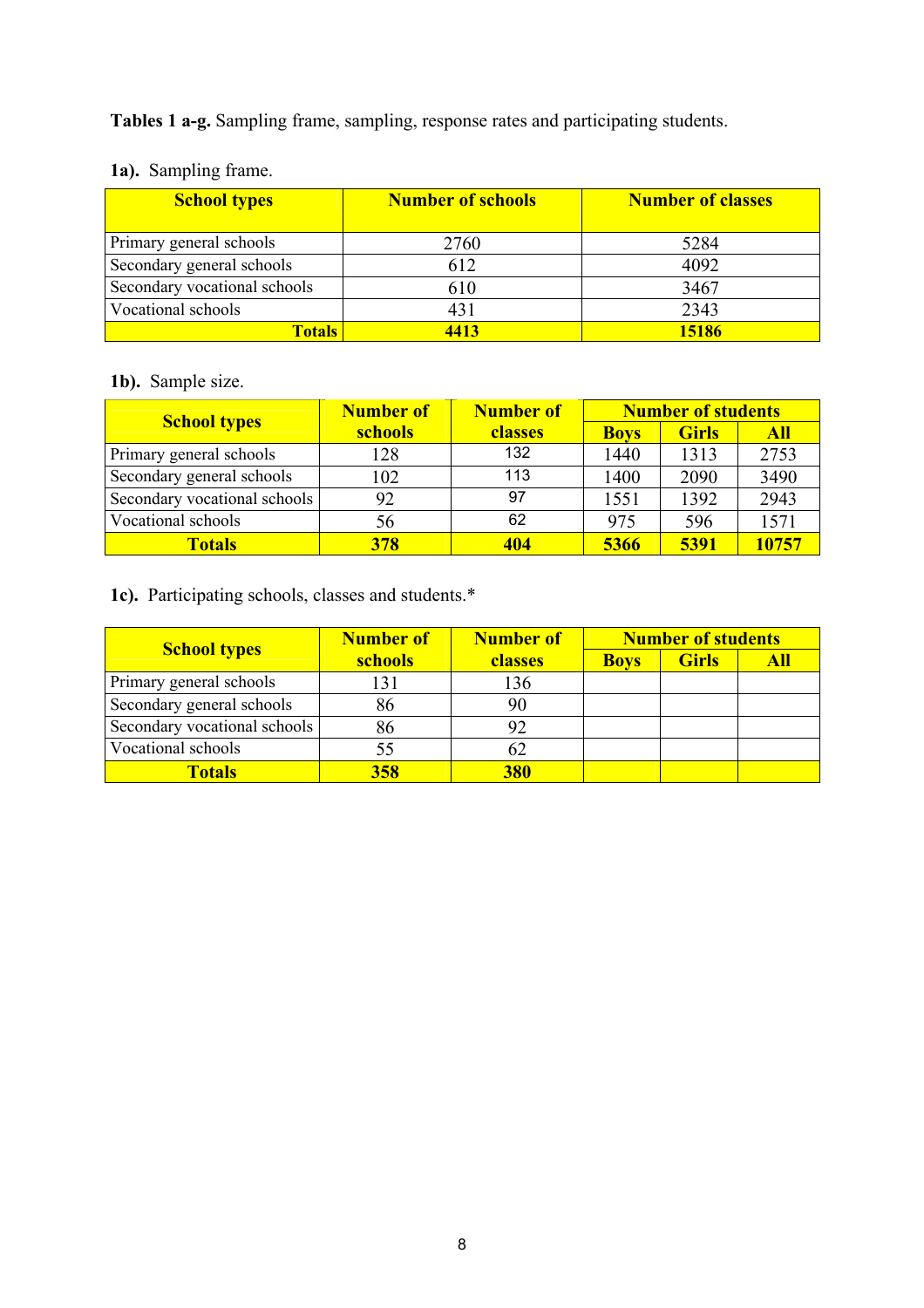**Tables 1 a-g.** Sampling frame, sampling, response rates and participating students.

**1a).** Sampling frame.

| School types | Number of schools | Number of classes |
|---|---|---|
| Primary general schools | 2760 | 5284 |
| Secondary general schools | 612 | 4092 |
| Secondary vocational schools | 610 | 3467 |
| Vocational schools | 431 | 2343 |
| **Totals** | **4413** | **15186** |

**1b).** Sample size.

| School types | Number of schools | Number of classes | Number of students | | |
|---|---|---|---|---|---|
| | | | Boys | Girls | All |
| Primary general schools | 128 | 132 | 1440 | 1313 | 2753 |
| Secondary general schools | 102 | 113 | 1400 | 2090 | 3490 |
| Secondary vocational schools | 92 | 97 | 1551 | 1392 | 2943 |
| Vocational schools | 56 | 62 | 975 | 596 | 1571 |
| **Totals** | **378** | **404** | **5366** | **5391** | **10757** |

**1c).** Participating schools, classes and students.*

| School types | Number of schools | Number of classes | Number of students | | |
|---|---|---|---|---|---|
| | | | Boys | Girls | All |
| Primary general schools | 131 | 136 | | | |
| Secondary general schools | 86 | 90 | | | |
| Secondary vocational schools | 86 | 92 | | | |
| Vocational schools | 55 | 62 | | | |
| **Totals** | **358** | **380** | | | |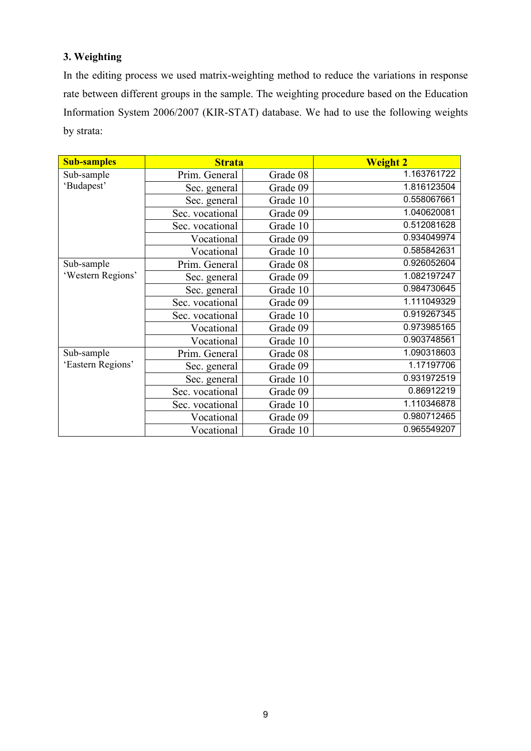### 3. Weighting

In the editing process we used matrix-weighting method to reduce the variations in response rate between different groups in the sample. The weighting procedure based on the Education Information System 2006/2007 (KIR-STAT) database. We had to use the following weights by strata:

| Sub-samples | Strata | | Weight 2 |
|---|---|---|---|
| Sub-sample 'Budapest' | Prim. General | Grade 08 | 1.163761722 |
| | Sec. general | Grade 09 | 1.816123504 |
| | Sec. general | Grade 10 | 0.558067661 |
| | Sec. vocational | Grade 09 | 1.040620081 |
| | Sec. vocational | Grade 10 | 0.512081628 |
| | Vocational | Grade 09 | 0.934049974 |
| | Vocational | Grade 10 | 0.585842631 |
| Sub-sample 'Western Regions' | Prim. General | Grade 08 | 0.926052604 |
| | Sec. general | Grade 09 | 1.082197247 |
| | Sec. general | Grade 10 | 0.984730645 |
| | Sec. vocational | Grade 09 | 1.111049329 |
| | Sec. vocational | Grade 10 | 0.919267345 |
| | Vocational | Grade 09 | 0.973985165 |
| | Vocational | Grade 10 | 0.903748561 |
| Sub-sample 'Eastern Regions' | Prim. General | Grade 08 | 1.090318603 |
| | Sec. general | Grade 09 | 1.17197706 |
| | Sec. general | Grade 10 | 0.931972519 |
| | Sec. vocational | Grade 09 | 0.86912219 |
| | Sec. vocational | Grade 10 | 1.110346878 |
| | Vocational | Grade 09 | 0.980712465 |
| | Vocational | Grade 10 | 0.965549207 |